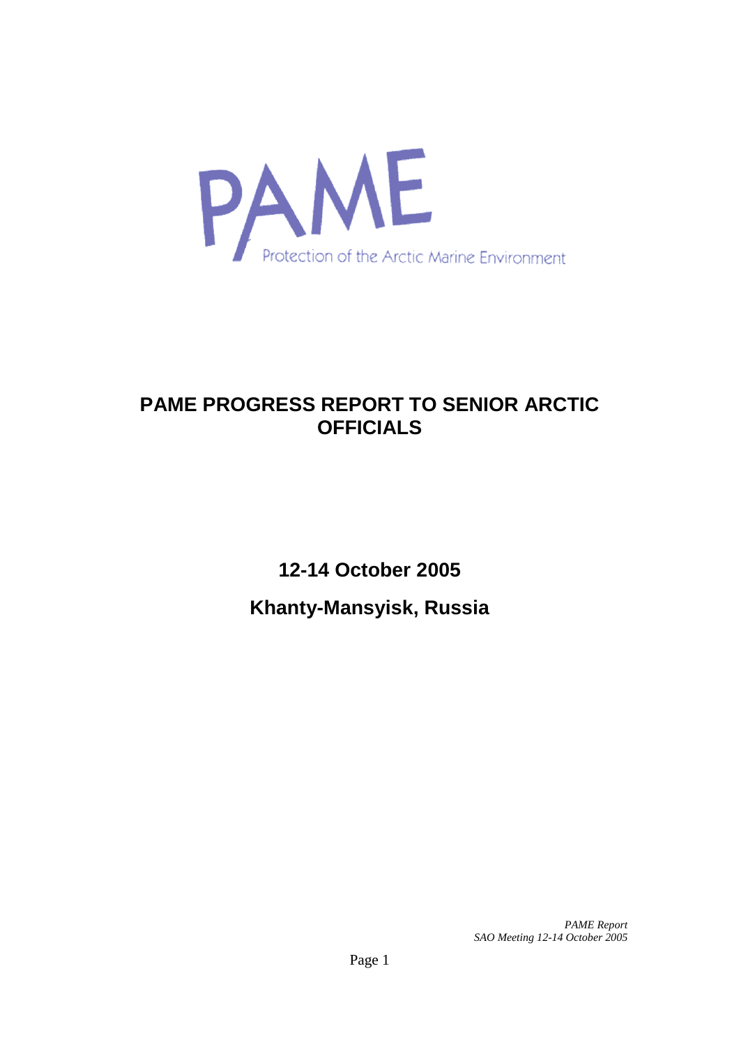PAME

Protection of the Arctic Marine Environment

# PAME PROGRESS REPORT TO SENIOR ARCTIC OFFICIALS

## 12-14 October 2005

## Khanty-Mansyisk, Russia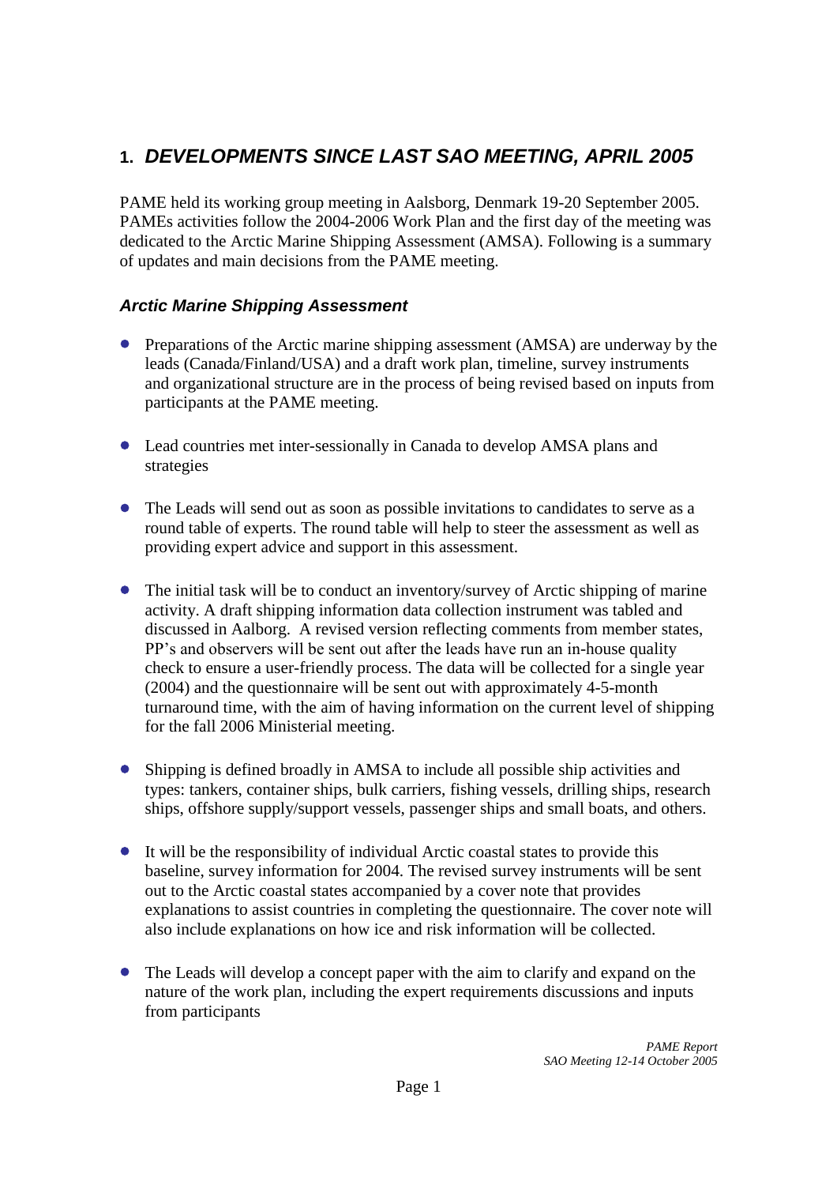# 1. *DEVELOPMENTS SINCE LAST SAO MEETING, APRIL 2005*

PAME held its working group meeting in Aalsborg, Denmark 19-20 September 2005. PAMEs activities follow the 2004-2006 Work Plan and the first day of the meeting was dedicated to the Arctic Marine Shipping Assessment (AMSA). Following is a summary of updates and main decisions from the PAME meeting.

## *Arctic Marine Shipping Assessment*

- Preparations of the Arctic marine shipping assessment (AMSA) are underway by the leads (Canada/Finland/USA) and a draft work plan, timeline, survey instruments and organizational structure are in the process of being revised based on inputs from participants at the PAME meeting.

- Lead countries met inter-sessionally in Canada to develop AMSA plans and strategies

- The Leads will send out as soon as possible invitations to candidates to serve as a round table of experts. The round table will help to steer the assessment as well as providing expert advice and support in this assessment.

- The initial task will be to conduct an inventory/survey of Arctic shipping of marine activity. A draft shipping information data collection instrument was tabled and discussed in Aalborg. A revised version reflecting comments from member states, PP's and observers will be sent out after the leads have run an in-house quality check to ensure a user-friendly process. The data will be collected for a single year (2004) and the questionnaire will be sent out with approximately 4-5-month turnaround time, with the aim of having information on the current level of shipping for the fall 2006 Ministerial meeting.

- Shipping is defined broadly in AMSA to include all possible ship activities and types: tankers, container ships, bulk carriers, fishing vessels, drilling ships, research ships, offshore supply/support vessels, passenger ships and small boats, and others.

- It will be the responsibility of individual Arctic coastal states to provide this baseline, survey information for 2004. The revised survey instruments will be sent out to the Arctic coastal states accompanied by a cover note that provides explanations to assist countries in completing the questionnaire. The cover note will also include explanations on how ice and risk information will be collected.

- The Leads will develop a concept paper with the aim to clarify and expand on the nature of the work plan, including the expert requirements discussions and inputs from participants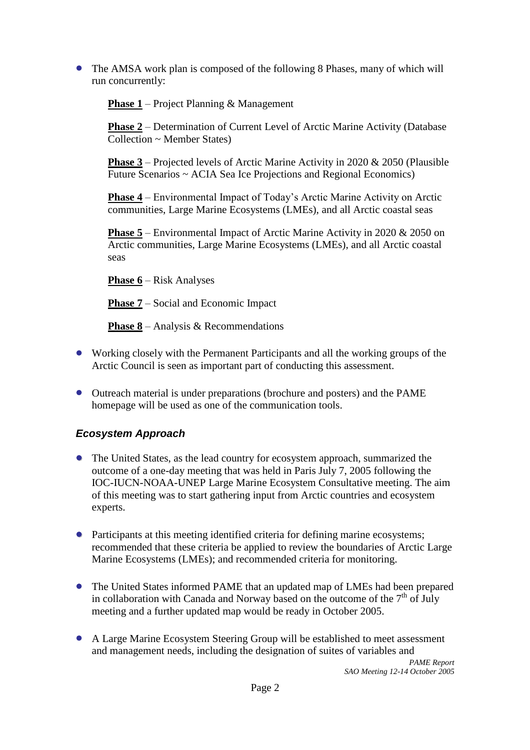- The AMSA work plan is composed of the following 8 Phases, many of which will run concurrently:

  **Phase 1** – Project Planning & Management

  **Phase 2** – Determination of Current Level of Arctic Marine Activity (Database Collection ~ Member States)

  **Phase 3** – Projected levels of Arctic Marine Activity in 2020 & 2050 (Plausible Future Scenarios ~ ACIA Sea Ice Projections and Regional Economics)

  **Phase 4** – Environmental Impact of Today's Arctic Marine Activity on Arctic communities, Large Marine Ecosystems (LMEs), and all Arctic coastal seas

  **Phase 5** – Environmental Impact of Arctic Marine Activity in 2020 & 2050 on Arctic communities, Large Marine Ecosystems (LMEs), and all Arctic coastal seas

  **Phase 6** – Risk Analyses

  **Phase 7** – Social and Economic Impact

  **Phase 8** – Analysis & Recommendations

- Working closely with the Permanent Participants and all the working groups of the Arctic Council is seen as important part of conducting this assessment.

- Outreach material is under preparations (brochure and posters) and the PAME homepage will be used as one of the communication tools.

### *Ecosystem Approach*

- The United States, as the lead country for ecosystem approach, summarized the outcome of a one-day meeting that was held in Paris July 7, 2005 following the IOC-IUCN-NOAA-UNEP Large Marine Ecosystem Consultative meeting. The aim of this meeting was to start gathering input from Arctic countries and ecosystem experts.

- Participants at this meeting identified criteria for defining marine ecosystems; recommended that these criteria be applied to review the boundaries of Arctic Large Marine Ecosystems (LMEs); and recommended criteria for monitoring.

- The United States informed PAME that an updated map of LMEs had been prepared in collaboration with Canada and Norway based on the outcome of the 7th of July meeting and a further updated map would be ready in October 2005.

- A Large Marine Ecosystem Steering Group will be established to meet assessment and management needs, including the designation of suites of variables and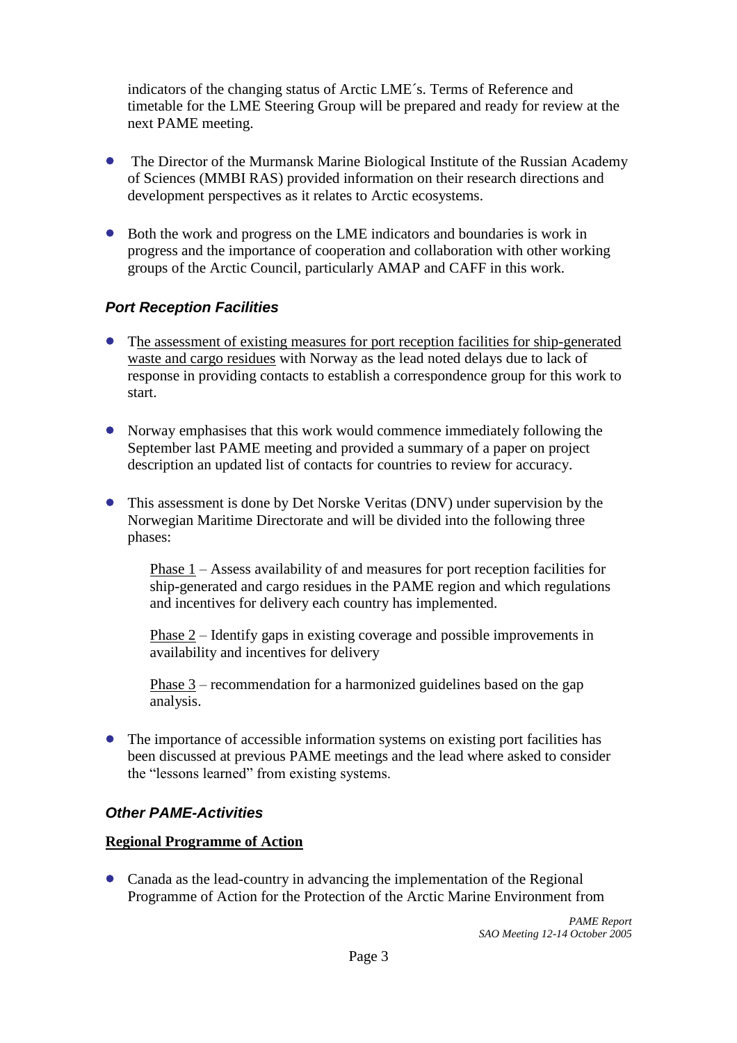indicators of the changing status of Arctic LME´s. Terms of Reference and timetable for the LME Steering Group will be prepared and ready for review at the next PAME meeting.

- The Director of the Murmansk Marine Biological Institute of the Russian Academy of Sciences (MMBI RAS) provided information on their research directions and development perspectives as it relates to Arctic ecosystems.

- Both the work and progress on the LME indicators and boundaries is work in progress and the importance of cooperation and collaboration with other working groups of the Arctic Council, particularly AMAP and CAFF in this work.

### *Port Reception Facilities*

- The assessment of existing measures for port reception facilities for ship-generated waste and cargo residues with Norway as the lead noted delays due to lack of response in providing contacts to establish a correspondence group for this work to start.

- Norway emphasises that this work would commence immediately following the September last PAME meeting and provided a summary of a paper on project description an updated list of contacts for countries to review for accuracy.

- This assessment is done by Det Norske Veritas (DNV) under supervision by the Norwegian Maritime Directorate and will be divided into the following three phases:

  Phase 1 – Assess availability of and measures for port reception facilities for ship-generated and cargo residues in the PAME region and which regulations and incentives for delivery each country has implemented.

  Phase 2 – Identify gaps in existing coverage and possible improvements in availability and incentives for delivery

  Phase 3 – recommendation for a harmonized guidelines based on the gap analysis.

- The importance of accessible information systems on existing port facilities has been discussed at previous PAME meetings and the lead where asked to consider the "lessons learned" from existing systems.

### *Other PAME-Activities*

**Regional Programme of Action**

- Canada as the lead-country in advancing the implementation of the Regional Programme of Action for the Protection of the Arctic Marine Environment from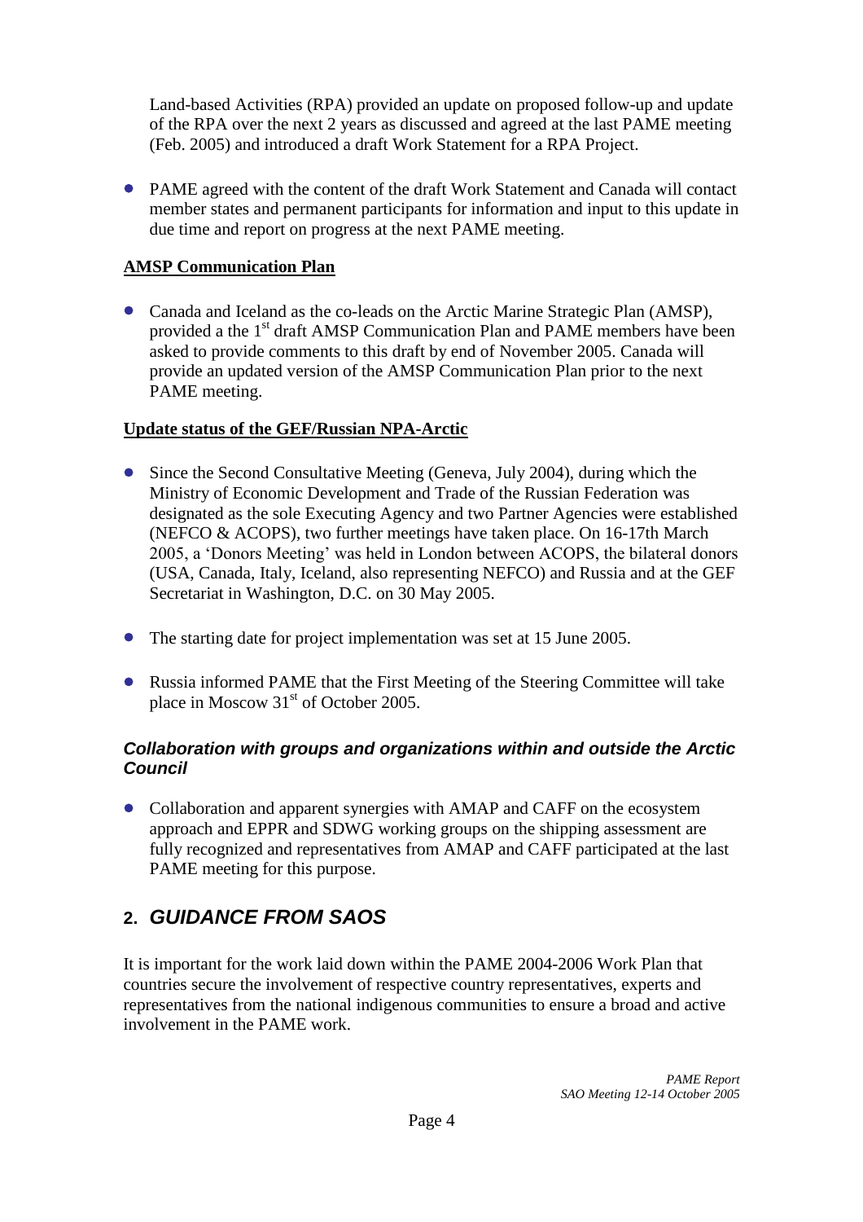Land-based Activities (RPA) provided an update on proposed follow-up and update of the RPA over the next 2 years as discussed and agreed at the last PAME meeting (Feb. 2005) and introduced a draft Work Statement for a RPA Project.

- PAME agreed with the content of the draft Work Statement and Canada will contact member states and permanent participants for information and input to this update in due time and report on progress at the next PAME meeting.

**AMSP Communication Plan**

- Canada and Iceland as the co-leads on the Arctic Marine Strategic Plan (AMSP), provided a the 1st draft AMSP Communication Plan and PAME members have been asked to provide comments to this draft by end of November 2005. Canada will provide an updated version of the AMSP Communication Plan prior to the next PAME meeting.

**Update status of the GEF/Russian NPA-Arctic**

- Since the Second Consultative Meeting (Geneva, July 2004), during which the Ministry of Economic Development and Trade of the Russian Federation was designated as the sole Executing Agency and two Partner Agencies were established (NEFCO & ACOPS), two further meetings have taken place. On 16-17th March 2005, a 'Donors Meeting' was held in London between ACOPS, the bilateral donors (USA, Canada, Italy, Iceland, also representing NEFCO) and Russia and at the GEF Secretariat in Washington, D.C. on 30 May 2005.
- The starting date for project implementation was set at 15 June 2005.
- Russia informed PAME that the First Meeting of the Steering Committee will take place in Moscow 31st of October 2005.

### *Collaboration with groups and organizations within and outside the Arctic Council*

- Collaboration and apparent synergies with AMAP and CAFF on the ecosystem approach and EPPR and SDWG working groups on the shipping assessment are fully recognized and representatives from AMAP and CAFF participated at the last PAME meeting for this purpose.

## 2. *GUIDANCE FROM SAOS*

It is important for the work laid down within the PAME 2004-2006 Work Plan that countries secure the involvement of respective country representatives, experts and representatives from the national indigenous communities to ensure a broad and active involvement in the PAME work.